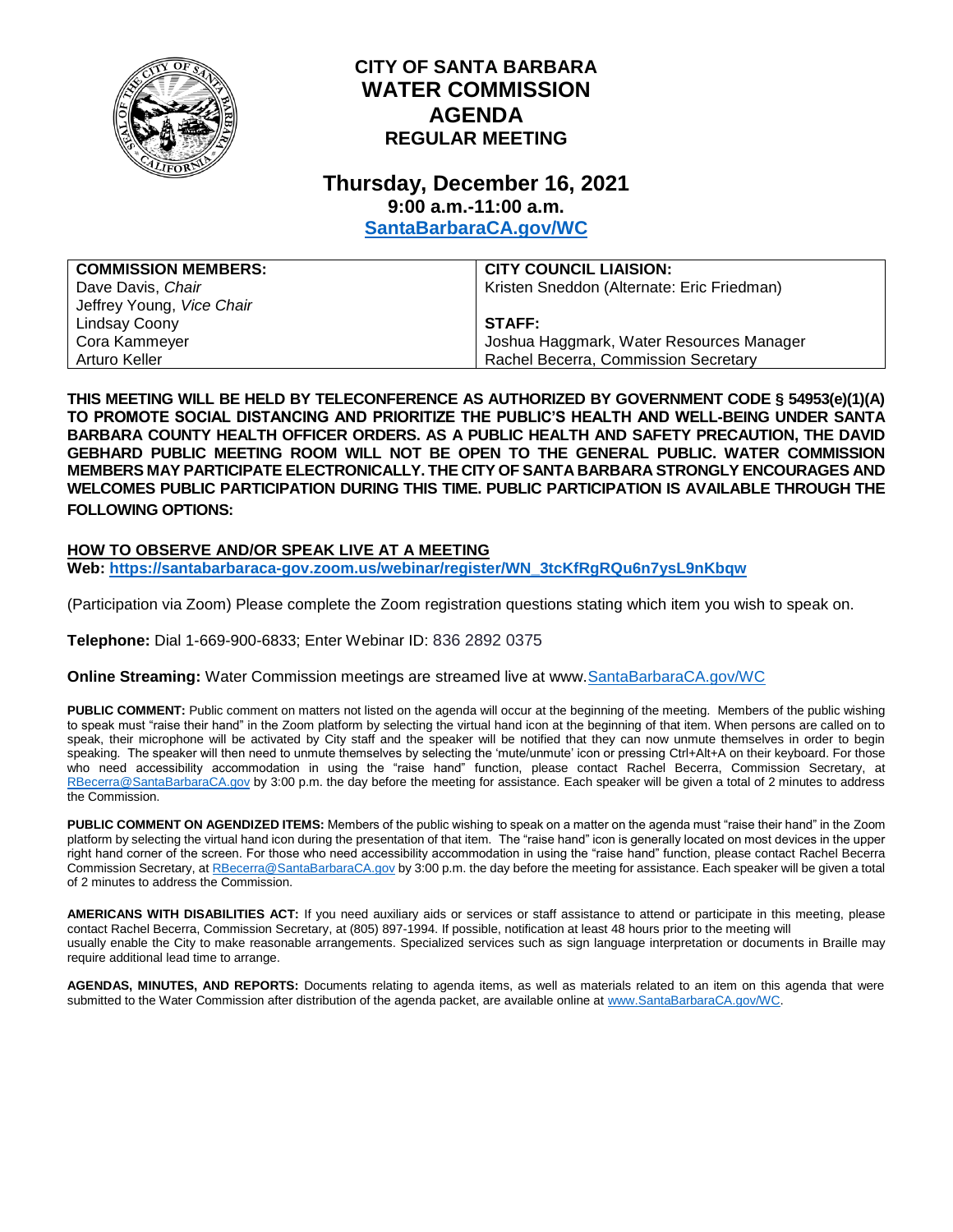# CITY OF SANTA BARBARA
# WATER COMMISSION
# AGENDA
## REGULAR MEETING

## Thursday, December 16, 2021
### 9:00 a.m.-11:00 a.m.
### [SantaBarbaraCA.gov/WC](SantaBarbaraCA.gov/WC)

| COMMISSION MEMBERS: | CITY COUNCIL LIAISION: |
|---|---|
| Dave Davis, *Chair* | Kristen Sneddon (Alternate: Eric Friedman) |
| Jeffrey Young, *Vice Chair* | |
| Lindsay Coony | **STAFF:** |
| Cora Kammeyer | Joshua Haggmark, Water Resources Manager |
| Arturo Keller | Rachel Becerra, Commission Secretary |

**THIS MEETING WILL BE HELD BY TELECONFERENCE AS AUTHORIZED BY GOVERNMENT CODE § 54953(e)(1)(A) TO PROMOTE SOCIAL DISTANCING AND PRIORITIZE THE PUBLIC'S HEALTH AND WELL-BEING UNDER SANTA BARBARA COUNTY HEALTH OFFICER ORDERS. AS A PUBLIC HEALTH AND SAFETY PRECAUTION, THE DAVID GEBHARD PUBLIC MEETING ROOM WILL NOT BE OPEN TO THE GENERAL PUBLIC. WATER COMMISSION MEMBERS MAY PARTICIPATE ELECTRONICALLY. THE CITY OF SANTA BARBARA STRONGLY ENCOURAGES AND WELCOMES PUBLIC PARTICIPATION DURING THIS TIME. PUBLIC PARTICIPATION IS AVAILABLE THROUGH THE FOLLOWING OPTIONS:**

**HOW TO OBSERVE AND/OR SPEAK LIVE AT A MEETING**

**Web: https://santabarbaraca-gov.zoom.us/webinar/register/WN_3tcKfRgRQu6n7ysL9nKbqw**

(Participation via Zoom) Please complete the Zoom registration questions stating which item you wish to speak on.

**Telephone:** Dial 1-669-900-6833; Enter Webinar ID: 836 2892 0375

**Online Streaming:** Water Commission meetings are streamed live at www.SantaBarbaraCA.gov/WC

**PUBLIC COMMENT:** Public comment on matters not listed on the agenda will occur at the beginning of the meeting. Members of the public wishing to speak must "raise their hand" in the Zoom platform by selecting the virtual hand icon at the beginning of that item. When persons are called on to speak, their microphone will be activated by City staff and the speaker will be notified that they can now unmute themselves in order to begin speaking. The speaker will then need to unmute themselves by selecting the 'mute/unmute' icon or pressing Ctrl+Alt+A on their keyboard. For those who need accessibility accommodation in using the "raise hand" function, please contact Rachel Becerra, Commission Secretary, at RBecerra@SantaBarbaraCA.gov by 3:00 p.m. the day before the meeting for assistance. Each speaker will be given a total of 2 minutes to address the Commission.

**PUBLIC COMMENT ON AGENDIZED ITEMS:** Members of the public wishing to speak on a matter on the agenda must "raise their hand" in the Zoom platform by selecting the virtual hand icon during the presentation of that item. The "raise hand" icon is generally located on most devices in the upper right hand corner of the screen. For those who need accessibility accommodation in using the "raise hand" function, please contact Rachel Becerra Commission Secretary, at RBecerra@SantaBarbaraCA.gov by 3:00 p.m. the day before the meeting for assistance. Each speaker will be given a total of 2 minutes to address the Commission.

**AMERICANS WITH DISABILITIES ACT:** If you need auxiliary aids or services or staff assistance to attend or participate in this meeting, please contact Rachel Becerra, Commission Secretary, at (805) 897-1994. If possible, notification at least 48 hours prior to the meeting will usually enable the City to make reasonable arrangements. Specialized services such as sign language interpretation or documents in Braille may require additional lead time to arrange.

**AGENDAS, MINUTES, AND REPORTS:** Documents relating to agenda items, as well as materials related to an item on this agenda that were submitted to the Water Commission after distribution of the agenda packet, are available online at www.SantaBarbaraCA.gov/WC.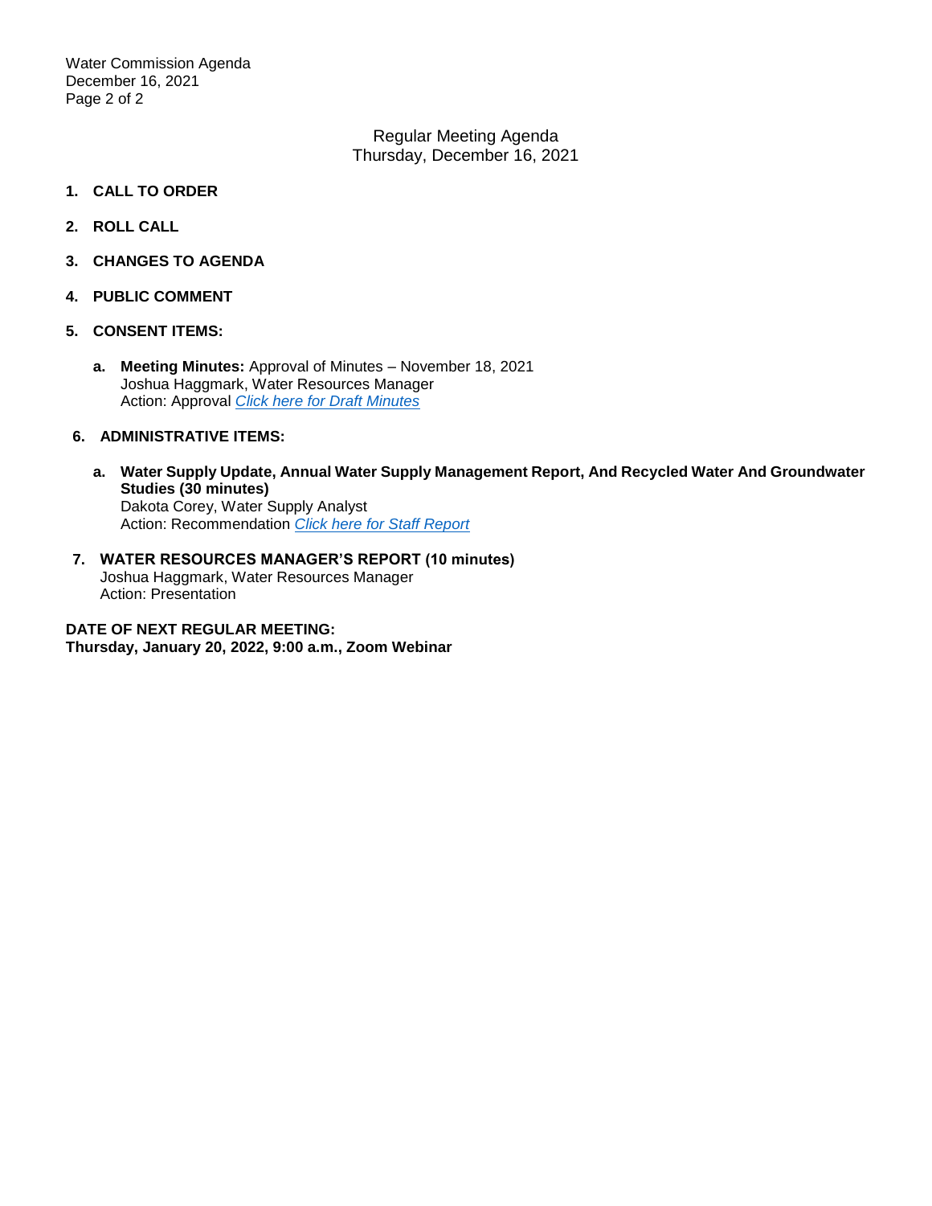Regular Meeting Agenda
Thursday, December 16, 2021

1. **CALL TO ORDER**

2. **ROLL CALL**

3. **CHANGES TO AGENDA**

4. **PUBLIC COMMENT**

5. **CONSENT ITEMS:**

   a. **Meeting Minutes:** Approval of Minutes – November 18, 2021
   Joshua Haggmark, Water Resources Manager
   Action: Approval *Click here for Draft Minutes*

6. **ADMINISTRATIVE ITEMS:**

   a. **Water Supply Update, Annual Water Supply Management Report, And Recycled Water And Groundwater Studies (30 minutes)**
   Dakota Corey, Water Supply Analyst
   Action: Recommendation *Click here for Staff Report*

7. **WATER RESOURCES MANAGER'S REPORT (10 minutes)**
   Joshua Haggmark, Water Resources Manager
   Action: Presentation

**DATE OF NEXT REGULAR MEETING:**
**Thursday, January 20, 2022, 9:00 a.m., Zoom Webinar**